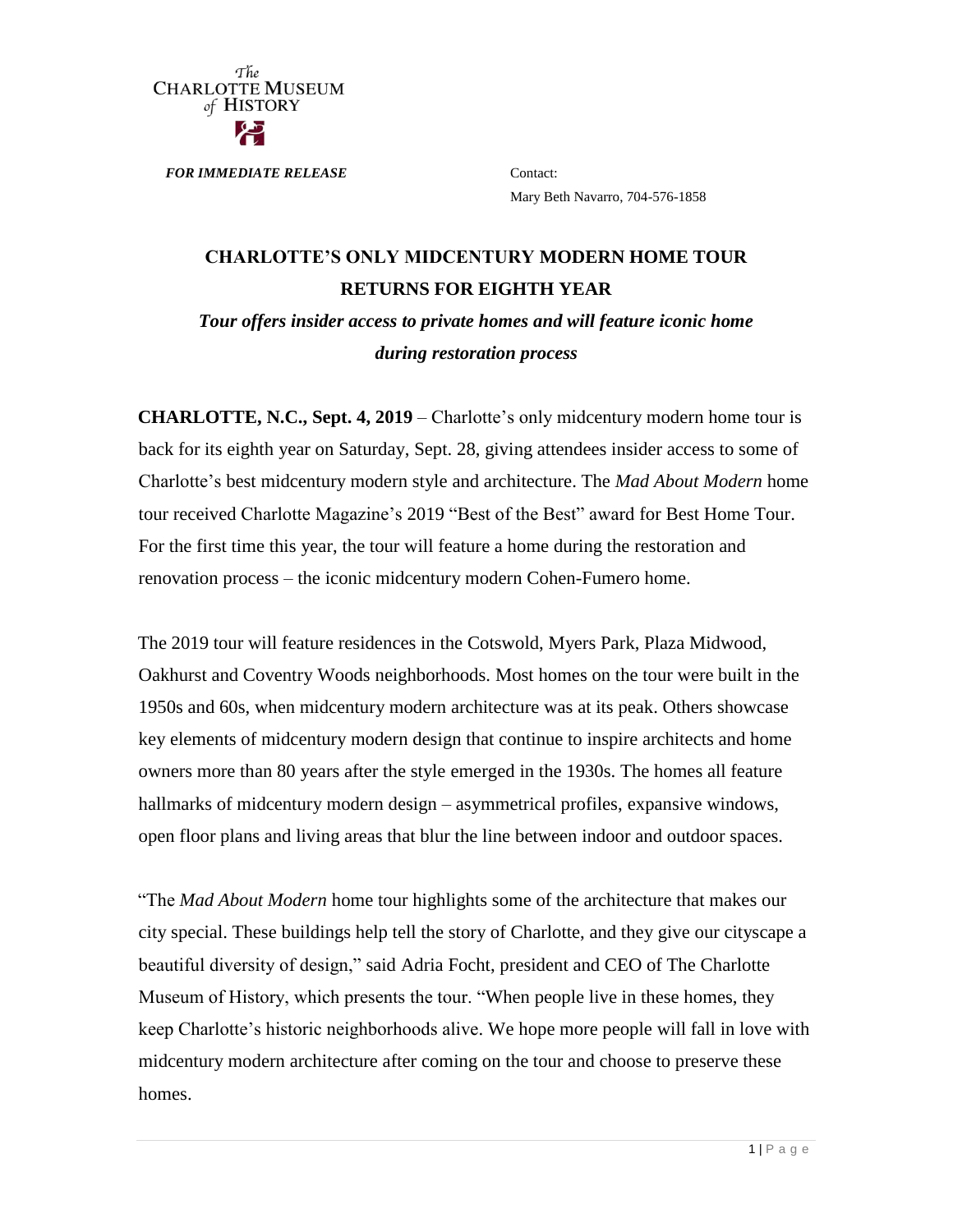The Charlotte Museum of History

***FOR IMMEDIATE RELEASE***

Contact:
Mary Beth Navarro, 704-576-1858

# CHARLOTTE'S ONLY MIDCENTURY MODERN HOME TOUR RETURNS FOR EIGHTH YEAR

***Tour offers insider access to private homes and will feature iconic home during restoration process***

**CHARLOTTE, N.C., Sept. 4, 2019** – Charlotte's only midcentury modern home tour is back for its eighth year on Saturday, Sept. 28, giving attendees insider access to some of Charlotte's best midcentury modern style and architecture. The *Mad About Modern* home tour received Charlotte Magazine's 2019 "Best of the Best" award for Best Home Tour. For the first time this year, the tour will feature a home during the restoration and renovation process – the iconic midcentury modern Cohen-Fumero home.

The 2019 tour will feature residences in the Cotswold, Myers Park, Plaza Midwood, Oakhurst and Coventry Woods neighborhoods. Most homes on the tour were built in the 1950s and 60s, when midcentury modern architecture was at its peak. Others showcase key elements of midcentury modern design that continue to inspire architects and home owners more than 80 years after the style emerged in the 1930s. The homes all feature hallmarks of midcentury modern design – asymmetrical profiles, expansive windows, open floor plans and living areas that blur the line between indoor and outdoor spaces.

"The *Mad About Modern* home tour highlights some of the architecture that makes our city special. These buildings help tell the story of Charlotte, and they give our cityscape a beautiful diversity of design," said Adria Focht, president and CEO of The Charlotte Museum of History, which presents the tour. "When people live in these homes, they keep Charlotte's historic neighborhoods alive. We hope more people will fall in love with midcentury modern architecture after coming on the tour and choose to preserve these homes.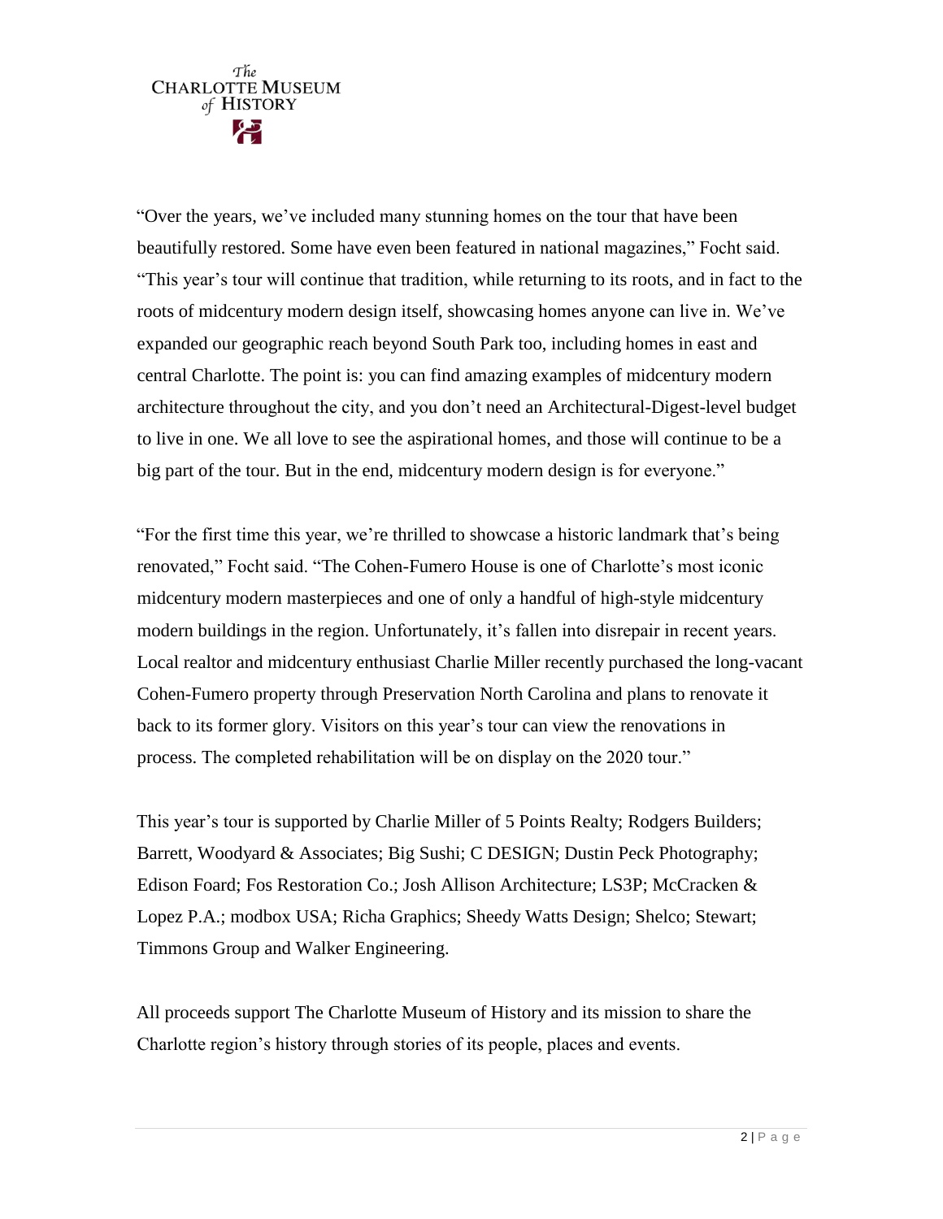"Over the years, we've included many stunning homes on the tour that have been beautifully restored. Some have even been featured in national magazines," Focht said. "This year's tour will continue that tradition, while returning to its roots, and in fact to the roots of midcentury modern design itself, showcasing homes anyone can live in. We've expanded our geographic reach beyond South Park too, including homes in east and central Charlotte. The point is: you can find amazing examples of midcentury modern architecture throughout the city, and you don't need an Architectural-Digest-level budget to live in one. We all love to see the aspirational homes, and those will continue to be a big part of the tour. But in the end, midcentury modern design is for everyone."

"For the first time this year, we're thrilled to showcase a historic landmark that's being renovated," Focht said. "The Cohen-Fumero House is one of Charlotte's most iconic midcentury modern masterpieces and one of only a handful of high-style midcentury modern buildings in the region. Unfortunately, it's fallen into disrepair in recent years. Local realtor and midcentury enthusiast Charlie Miller recently purchased the long-vacant Cohen-Fumero property through Preservation North Carolina and plans to renovate it back to its former glory. Visitors on this year's tour can view the renovations in process. The completed rehabilitation will be on display on the 2020 tour."

This year's tour is supported by Charlie Miller of 5 Points Realty; Rodgers Builders; Barrett, Woodyard & Associates; Big Sushi; C DESIGN; Dustin Peck Photography; Edison Foard; Fos Restoration Co.; Josh Allison Architecture; LS3P; McCracken & Lopez P.A.; modbox USA; Richa Graphics; Sheedy Watts Design; Shelco; Stewart; Timmons Group and Walker Engineering.

All proceeds support The Charlotte Museum of History and its mission to share the Charlotte region's history through stories of its people, places and events.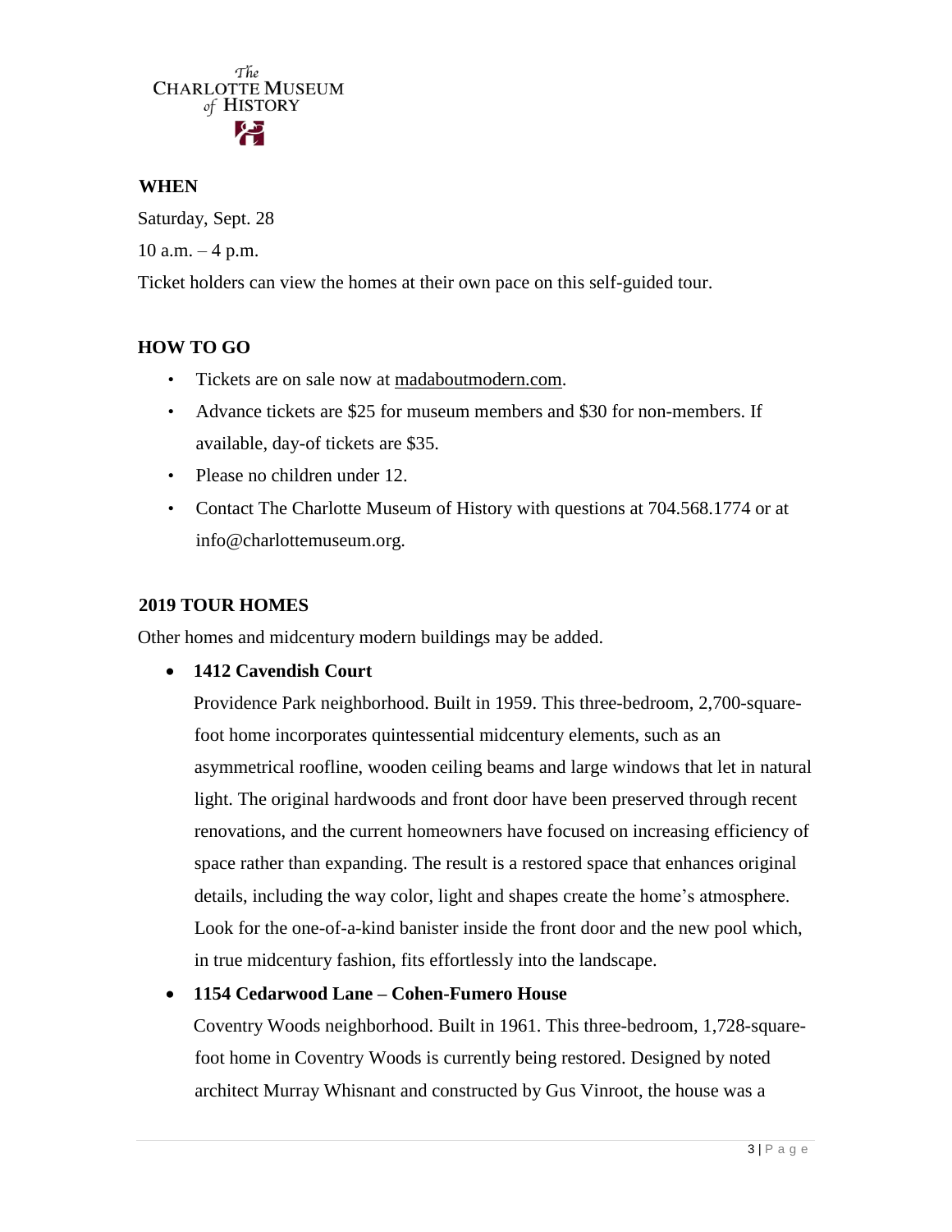The Charlotte Museum of History

**WHEN**

Saturday, Sept. 28

10 a.m. – 4 p.m.

Ticket holders can view the homes at their own pace on this self-guided tour.

**HOW TO GO**

- Tickets are on sale now at madaboutmodern.com.
- Advance tickets are $25 for museum members and $30 for non-members. If available, day-of tickets are $35.
- Please no children under 12.
- Contact The Charlotte Museum of History with questions at 704.568.1774 or at info@charlottemuseum.org.

**2019 TOUR HOMES**

Other homes and midcentury modern buildings may be added.

- **1412 Cavendish Court**

  Providence Park neighborhood. Built in 1959. This three-bedroom, 2,700-square-foot home incorporates quintessential midcentury elements, such as an asymmetrical roofline, wooden ceiling beams and large windows that let in natural light. The original hardwoods and front door have been preserved through recent renovations, and the current homeowners have focused on increasing efficiency of space rather than expanding. The result is a restored space that enhances original details, including the way color, light and shapes create the home's atmosphere. Look for the one-of-a-kind banister inside the front door and the new pool which, in true midcentury fashion, fits effortlessly into the landscape.

- **1154 Cedarwood Lane – Cohen-Fumero House**

  Coventry Woods neighborhood. Built in 1961. This three-bedroom, 1,728-square-foot home in Coventry Woods is currently being restored. Designed by noted architect Murray Whisnant and constructed by Gus Vinroot, the house was a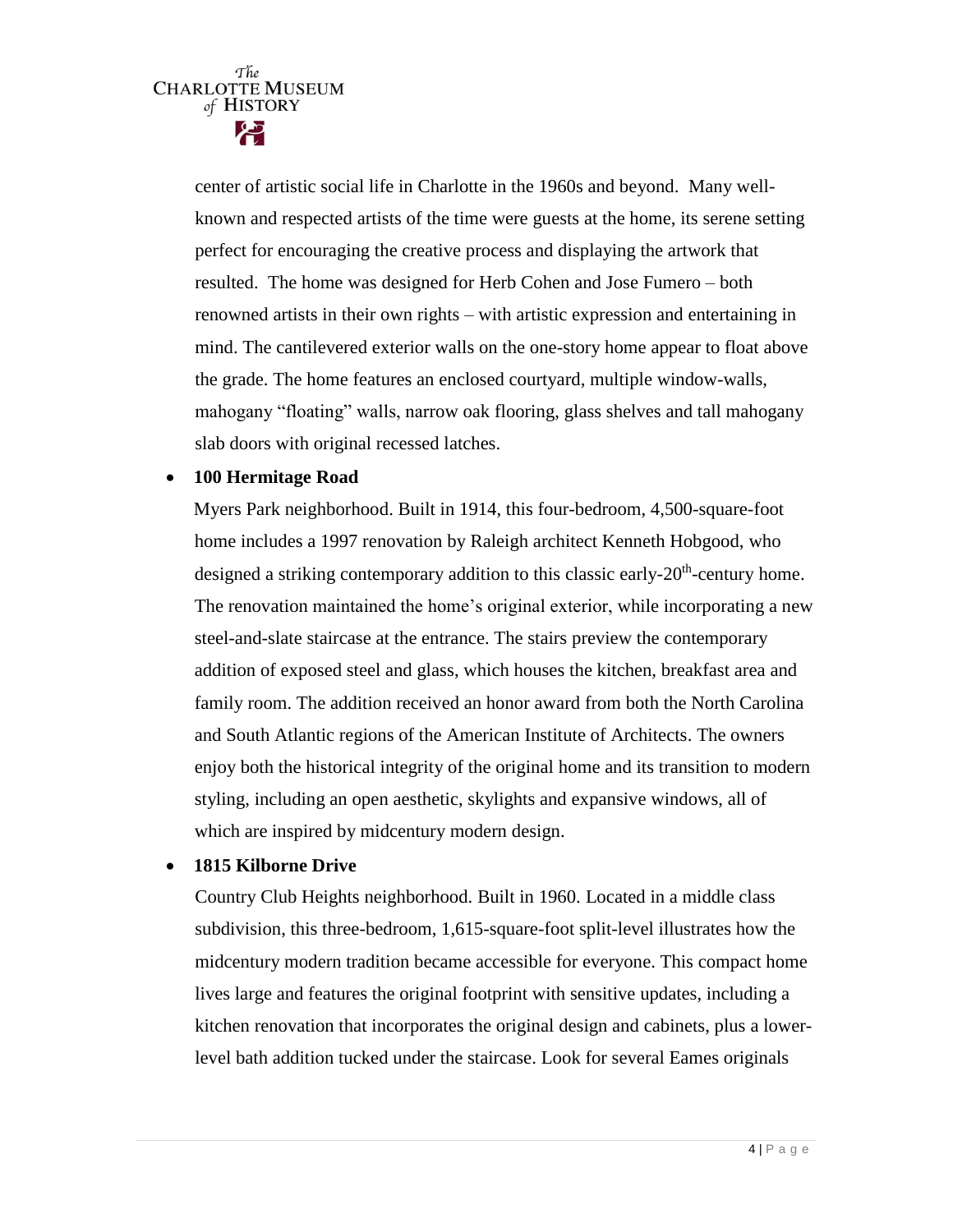center of artistic social life in Charlotte in the 1960s and beyond. Many well-known and respected artists of the time were guests at the home, its serene setting perfect for encouraging the creative process and displaying the artwork that resulted. The home was designed for Herb Cohen and Jose Fumero – both renowned artists in their own rights – with artistic expression and entertaining in mind. The cantilevered exterior walls on the one-story home appear to float above the grade. The home features an enclosed courtyard, multiple window-walls, mahogany "floating" walls, narrow oak flooring, glass shelves and tall mahogany slab doors with original recessed latches.

- **100 Hermitage Road**

  Myers Park neighborhood. Built in 1914, this four-bedroom, 4,500-square-foot home includes a 1997 renovation by Raleigh architect Kenneth Hobgood, who designed a striking contemporary addition to this classic early-20th-century home. The renovation maintained the home's original exterior, while incorporating a new steel-and-slate staircase at the entrance. The stairs preview the contemporary addition of exposed steel and glass, which houses the kitchen, breakfast area and family room. The addition received an honor award from both the North Carolina and South Atlantic regions of the American Institute of Architects. The owners enjoy both the historical integrity of the original home and its transition to modern styling, including an open aesthetic, skylights and expansive windows, all of which are inspired by midcentury modern design.

- **1815 Kilborne Drive**

  Country Club Heights neighborhood. Built in 1960. Located in a middle class subdivision, this three-bedroom, 1,615-square-foot split-level illustrates how the midcentury modern tradition became accessible for everyone. This compact home lives large and features the original footprint with sensitive updates, including a kitchen renovation that incorporates the original design and cabinets, plus a lower-level bath addition tucked under the staircase. Look for several Eames originals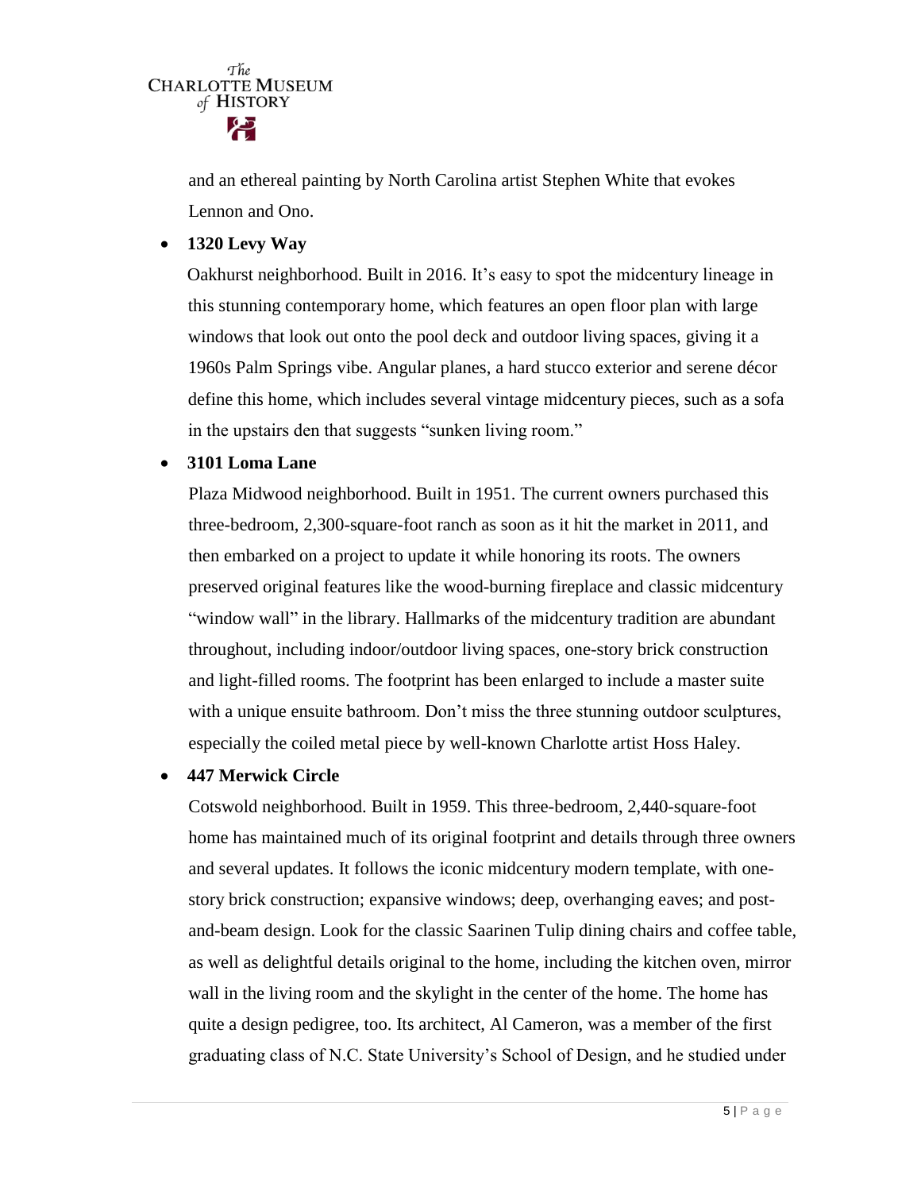and an ethereal painting by North Carolina artist Stephen White that evokes Lennon and Ono.

- **1320 Levy Way**

  Oakhurst neighborhood. Built in 2016. It's easy to spot the midcentury lineage in this stunning contemporary home, which features an open floor plan with large windows that look out onto the pool deck and outdoor living spaces, giving it a 1960s Palm Springs vibe. Angular planes, a hard stucco exterior and serene décor define this home, which includes several vintage midcentury pieces, such as a sofa in the upstairs den that suggests "sunken living room."

- **3101 Loma Lane**

  Plaza Midwood neighborhood. Built in 1951. The current owners purchased this three-bedroom, 2,300-square-foot ranch as soon as it hit the market in 2011, and then embarked on a project to update it while honoring its roots. The owners preserved original features like the wood-burning fireplace and classic midcentury "window wall" in the library. Hallmarks of the midcentury tradition are abundant throughout, including indoor/outdoor living spaces, one-story brick construction and light-filled rooms. The footprint has been enlarged to include a master suite with a unique ensuite bathroom. Don't miss the three stunning outdoor sculptures, especially the coiled metal piece by well-known Charlotte artist Hoss Haley.

- **447 Merwick Circle**

  Cotswold neighborhood. Built in 1959. This three-bedroom, 2,440-square-foot home has maintained much of its original footprint and details through three owners and several updates. It follows the iconic midcentury modern template, with one-story brick construction; expansive windows; deep, overhanging eaves; and post-and-beam design. Look for the classic Saarinen Tulip dining chairs and coffee table, as well as delightful details original to the home, including the kitchen oven, mirror wall in the living room and the skylight in the center of the home. The home has quite a design pedigree, too. Its architect, Al Cameron, was a member of the first graduating class of N.C. State University's School of Design, and he studied under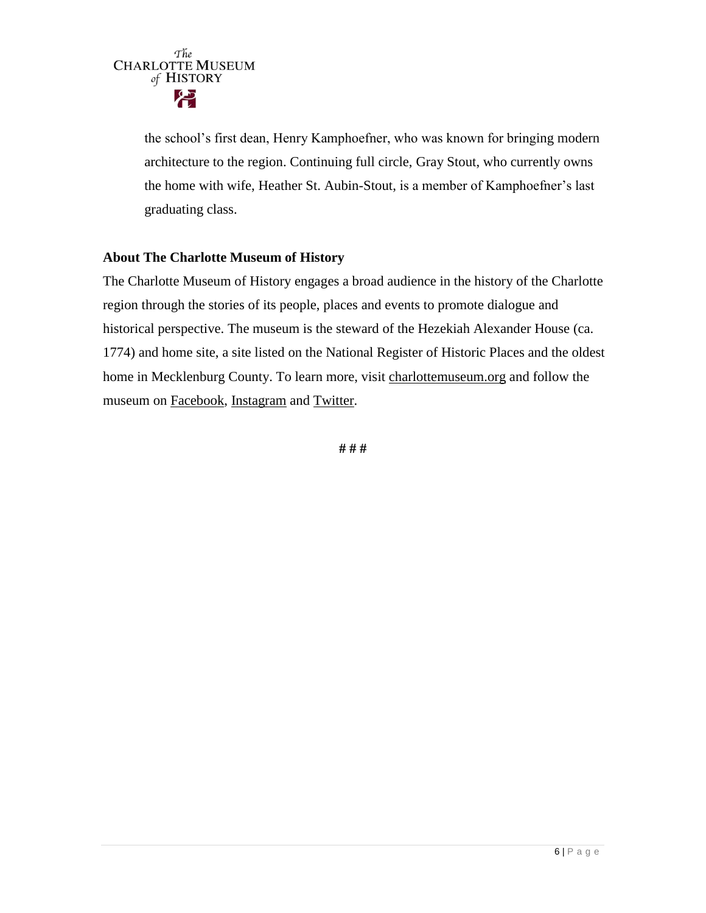the school's first dean, Henry Kamphoefner, who was known for bringing modern architecture to the region. Continuing full circle, Gray Stout, who currently owns the home with wife, Heather St. Aubin-Stout, is a member of Kamphoefner's last graduating class.

**About The Charlotte Museum of History**

The Charlotte Museum of History engages a broad audience in the history of the Charlotte region through the stories of its people, places and events to promote dialogue and historical perspective. The museum is the steward of the Hezekiah Alexander House (ca. 1774) and home site, a site listed on the National Register of Historic Places and the oldest home in Mecklenburg County. To learn more, visit charlottemuseum.org and follow the museum on Facebook, Instagram and Twitter.

# # #